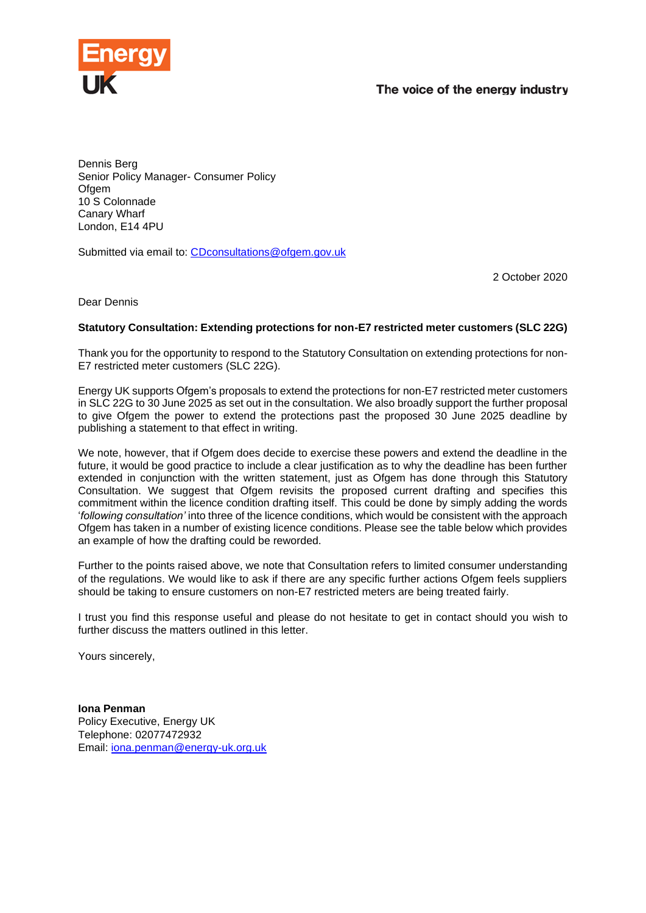Energy UK

The voice of the energy industry

Dennis Berg
Senior Policy Manager- Consumer Policy
Ofgem
10 S Colonnade
Canary Wharf
London, E14 4PU

Submitted via email to: CDconsultations@ofgem.gov.uk

2 October 2020

Dear Dennis

**Statutory Consultation: Extending protections for non-E7 restricted meter customers (SLC 22G)**

Thank you for the opportunity to respond to the Statutory Consultation on extending protections for non-E7 restricted meter customers (SLC 22G).

Energy UK supports Ofgem's proposals to extend the protections for non-E7 restricted meter customers in SLC 22G to 30 June 2025 as set out in the consultation. We also broadly support the further proposal to give Ofgem the power to extend the protections past the proposed 30 June 2025 deadline by publishing a statement to that effect in writing.

We note, however, that if Ofgem does decide to exercise these powers and extend the deadline in the future, it would be good practice to include a clear justification as to why the deadline has been further extended in conjunction with the written statement, just as Ofgem has done through this Statutory Consultation. We suggest that Ofgem revisits the proposed current drafting and specifies this commitment within the licence condition drafting itself. This could be done by simply adding the words '*following consultation'* into three of the licence conditions, which would be consistent with the approach Ofgem has taken in a number of existing licence conditions. Please see the table below which provides an example of how the drafting could be reworded.

Further to the points raised above, we note that Consultation refers to limited consumer understanding of the regulations. We would like to ask if there are any specific further actions Ofgem feels suppliers should be taking to ensure customers on non-E7 restricted meters are being treated fairly.

I trust you find this response useful and please do not hesitate to get in contact should you wish to further discuss the matters outlined in this letter.

Yours sincerely,

**Iona Penman**
Policy Executive, Energy UK
Telephone: 02077472932
Email: iona.penman@energy-uk.org.uk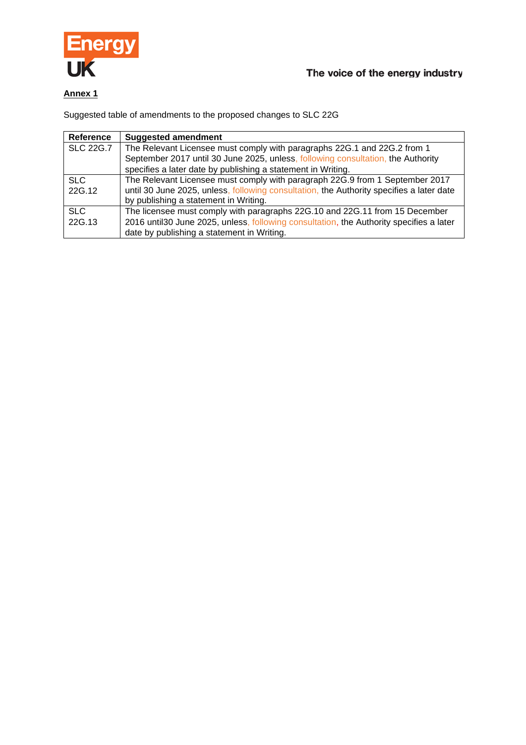**Annex 1**

Suggested table of amendments to the proposed changes to SLC 22G

| Reference | Suggested amendment |
|---|---|
| SLC 22G.7 | The Relevant Licensee must comply with paragraphs 22G.1 and 22G.2 from 1 September 2017 until 30 June 2025, unless, following consultation, the Authority specifies a later date by publishing a statement in Writing. |
| SLC 22G.12 | The Relevant Licensee must comply with paragraph 22G.9 from 1 September 2017 until 30 June 2025, unless, following consultation, the Authority specifies a later date by publishing a statement in Writing. |
| SLC 22G.13 | The licensee must comply with paragraphs 22G.10 and 22G.11 from 15 December 2016 until30 June 2025, unless, following consultation, the Authority specifies a later date by publishing a statement in Writing. |